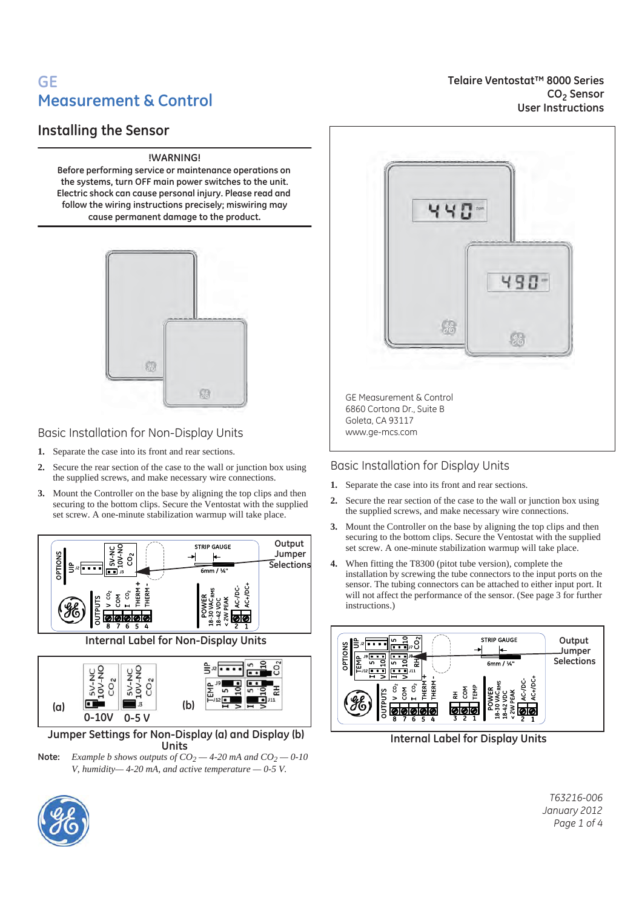# GE Measurement & Control

**Telaire Ventostat™ 8000 Series**
**$CO_2$ Sensor**
**User Instructions**

## Installing the Sensor

**!WARNING!**
**Before performing service or maintenance operations on the systems, turn OFF main power switches to the unit. Electric shock can cause personal injury. Please read and follow the wiring instructions precisely; miswiring may cause permanent damage to the product.**

GE Measurement & Control
6860 Cortona Dr., Suite B
Goleta, CA 93117
www.ge-mcs.com

### Basic Installation for Non-Display Units

1. Separate the case into its front and rear sections.
2. Secure the rear section of the case to the wall or junction box using the supplied screws, and make necessary wire connections.
3. Mount the Controller on the base by aligning the top clips and then securing to the bottom clips. Secure the Ventostat with the supplied set screw. A one-minute stabilization warmup will take place.

Internal Label for Non-Display Units

Jumper Settings for Non-Display (a) and Display (b) Units

Note: *Example b shows outputs of $CO_2$ — 4-20 mA and $CO_2$ — 0-10 V, humidity— 4-20 mA, and active temperature — 0-5 V.*

### Basic Installation for Display Units

1. Separate the case into its front and rear sections.
2. Secure the rear section of the case to the wall or junction box using the supplied screws, and make necessary wire connections.
3. Mount the Controller on the base by aligning the top clips and then securing to the bottom clips. Secure the Ventostat with the supplied set screw. A one-minute stabilization warmup will take place.
4. When fitting the T8300 (pitot tube version), complete the installation by screwing the tube connectors to the input ports on the sensor. The tubing connectors can be attached to either input port. It will not affect the performance of the sensor. (See page 3 for further instructions.)

Internal Label for Display Units

T63216-006
January 2012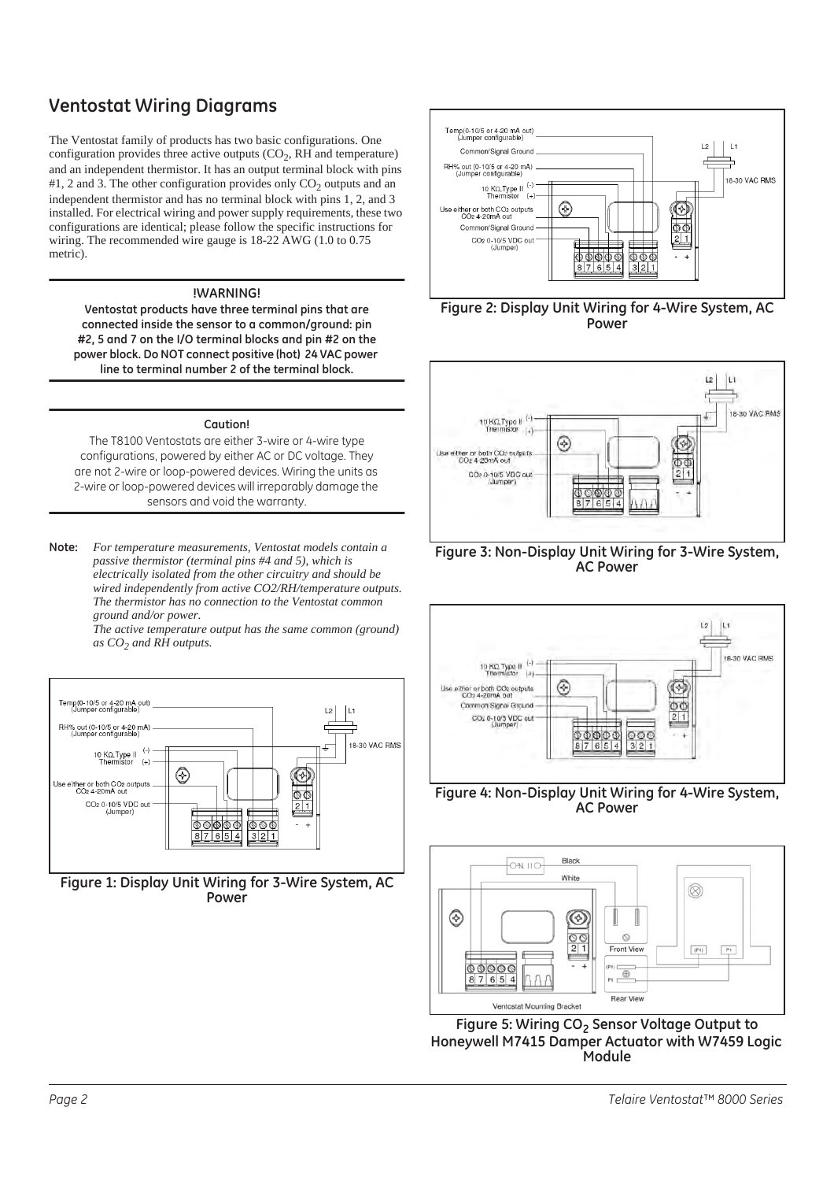## Ventostat Wiring Diagrams

The Ventostat family of products has two basic configurations. One configuration provides three active outputs ($CO_2$, RH and temperature) and an independent thermistor. It has an output terminal block with pins #1, 2 and 3. The other configuration provides only $CO_2$ outputs and an independent thermistor and has no terminal block with pins 1, 2, and 3 installed. For electrical wiring and power supply requirements, these two configurations are identical; please follow the specific instructions for wiring. The recommended wire gauge is 18-22 AWG (1.0 to 0.75 metric).

**!WARNING!**

**Ventostat products have three terminal pins that are connected inside the sensor to a common/ground: pin #2, 5 and 7 on the I/O terminal blocks and pin #2 on the power block. Do NOT connect positive (hot) 24 VAC power line to terminal number 2 of the terminal block.**

**Caution!**

The T8100 Ventostats are either 3-wire or 4-wire type configurations, powered by either AC or DC voltage. They are not 2-wire or loop-powered devices. Wiring the units as 2-wire or loop-powered devices will irreparably damage the sensors and void the warranty.

**Note:** *For temperature measurements, Ventostat models contain a passive thermistor (terminal pins #4 and 5), which is electrically isolated from the other circuitry and should be wired independently from active CO2/RH/temperature outputs. The thermistor has no connection to the Ventostat common ground and/or power.*
*The active temperature output has the same common (ground) as $CO_2$ and RH outputs.*

**Figure 1: Display Unit Wiring for 3-Wire System, AC Power**

**Figure 2: Display Unit Wiring for 4-Wire System, AC Power**

**Figure 3: Non-Display Unit Wiring for 3-Wire System, AC Power**

**Figure 4: Non-Display Unit Wiring for 4-Wire System, AC Power**

**Figure 5: Wiring $CO_2$ Sensor Voltage Output to Honeywell M7415 Damper Actuator with W7459 Logic Module**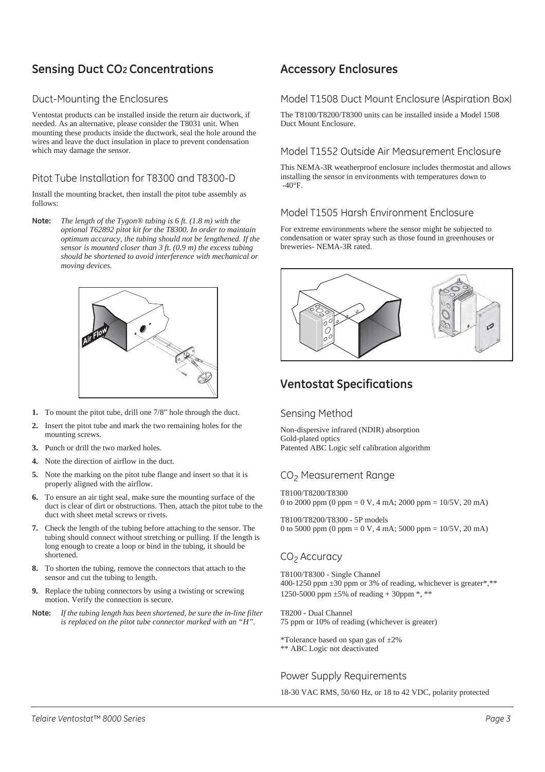## Sensing Duct $CO_2$ Concentrations

### Duct-Mounting the Enclosures

Ventostat products can be installed inside the return air ductwork, if needed. As an alternative, please consider the T8031 unit. When mounting these products inside the ductwork, seal the hole around the wires and leave the duct insulation in place to prevent condensation which may damage the sensor.

### Pitot Tube Installation for T8300 and T8300-D

Install the mounting bracket, then install the pitot tube assembly as follows:

**Note:** *The length of the Tygon® tubing is 6 ft. (1.8 m) with the optional T62892 pitot kit for the T8300. In order to maintain optimum accuracy, the tubing should not be lengthened. If the sensor is mounted closer than 3 ft. (0.9 m) the excess tubing should be shortened to avoid interference with mechanical or moving devices.*

1. To mount the pitot tube, drill one 7/8" hole through the duct.
2. Insert the pitot tube and mark the two remaining holes for the mounting screws.
3. Punch or drill the two marked holes.
4. Note the direction of airflow in the duct.
5. Note the marking on the pitot tube flange and insert so that it is properly aligned with the airflow.
6. To ensure an air tight seal, make sure the mounting surface of the duct is clear of dirt or obstructions. Then, attach the pitot tube to the duct with sheet metal screws or rivets.
7. Check the length of the tubing before attaching to the sensor. The tubing should connect without stretching or pulling. If the length is long enough to create a loop or bind in the tubing, it should be shortened.
8. To shorten the tubing, remove the connectors that attach to the sensor and cut the tubing to length.
9. Replace the tubing connectors by using a twisting or screwing motion. Verify the connection is secure.

**Note:** *If the tubing length has been shortened, be sure the in-line filter is replaced on the pitot tube connector marked with an "H".*

## Accessory Enclosures

### Model T1508 Duct Mount Enclosure (Aspiration Box)

The T8100/T8200/T8300 units can be installed inside a Model 1508 Duct Mount Enclosure.

### Model T1552 Outside Air Measurement Enclosure

This NEMA-3R weatherproof enclosure includes thermostat and allows installing the sensor in environments with temperatures down to -40°F.

### Model T1505 Harsh Environment Enclosure

For extreme environments where the sensor might be subjected to condensation or water spray such as those found in greenhouses or breweries- NEMA-3R rated.

## Ventostat Specifications

### Sensing Method

Non-dispersive infrared (NDIR) absorption
Gold-plated optics
Patented ABC Logic self calibration algorithm

### $CO_2$ Measurement Range

T8100/T8200/T8300
0 to 2000 ppm (0 ppm = 0 V, 4 mA; 2000 ppm = 10/5V, 20 mA)

T8100/T8200/T8300 - 5P models
0 to 5000 ppm (0 ppm = 0 V, 4 mA; 5000 ppm = 10/5V, 20 mA)

### $CO_2$ Accuracy

T8100/T8300 - Single Channel
400-1250 ppm ±30 ppm or 3% of reading, whichever is greater*,**
1250-5000 ppm ±5% of reading + 30ppm *, **

T8200 - Dual Channel
75 ppm or 10% of reading (whichever is greater)

*Tolerance based on span gas of ±2%
** ABC Logic not deactivated

### Power Supply Requirements

18-30 VAC RMS, 50/60 Hz, or 18 to 42 VDC, polarity protected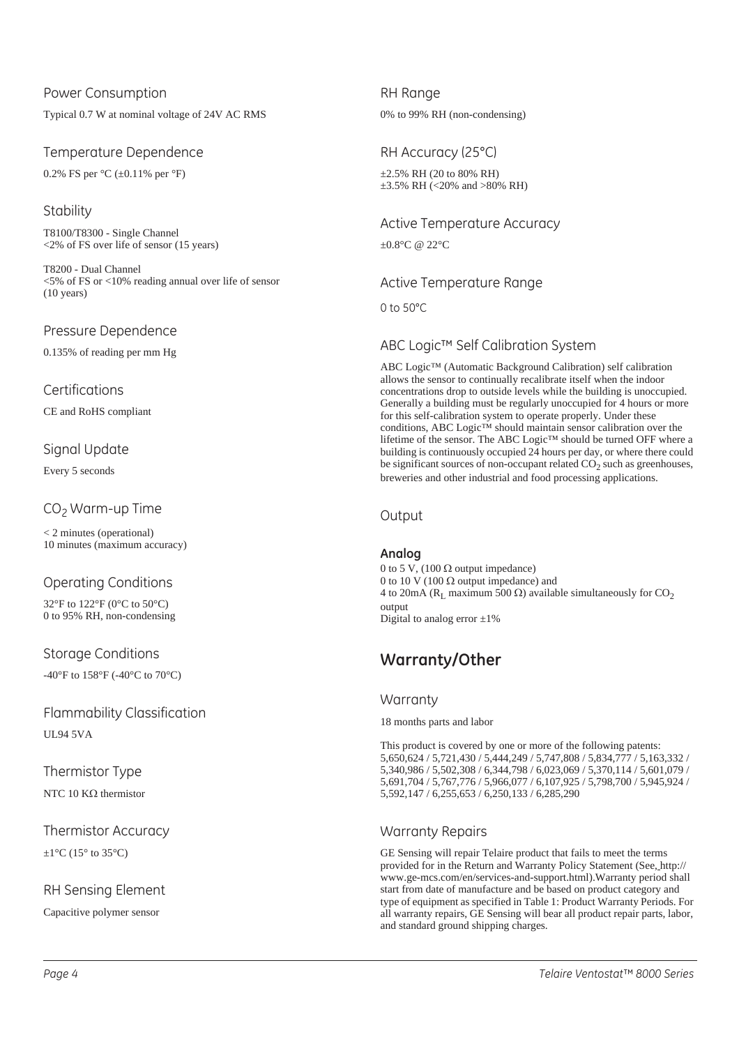### Power Consumption

Typical 0.7 W at nominal voltage of 24V AC RMS

### Temperature Dependence

0.2% FS per °C (±0.11% per °F)

### Stability

T8100/T8300 - Single Channel
<2% of FS over life of sensor (15 years)

T8200 - Dual Channel
<5% of FS or <10% reading annual over life of sensor (10 years)

### Pressure Dependence

0.135% of reading per mm Hg

### Certifications

CE and RoHS compliant

### Signal Update

Every 5 seconds

### $CO_2$ Warm-up Time

< 2 minutes (operational)
10 minutes (maximum accuracy)

### Operating Conditions

32°F to 122°F (0°C to 50°C)
0 to 95% RH, non-condensing

### Storage Conditions

-40°F to 158°F (-40°C to 70°C)

### Flammability Classification

UL94 5VA

### Thermistor Type

NTC 10 KΩ thermistor

### Thermistor Accuracy

±1°C (15° to 35°C)

### RH Sensing Element

Capacitive polymer sensor

### RH Range

0% to 99% RH (non-condensing)

### RH Accuracy (25°C)

±2.5% RH (20 to 80% RH)
±3.5% RH (<20% and >80% RH)

### Active Temperature Accuracy

±0.8°C @ 22°C

### Active Temperature Range

0 to 50°C

### ABC Logic™ Self Calibration System

ABC Logic™ (Automatic Background Calibration) self calibration allows the sensor to continually recalibrate itself when the indoor concentrations drop to outside levels while the building is unoccupied. Generally a building must be regularly unoccupied for 4 hours or more for this self-calibration system to operate properly. Under these conditions, ABC Logic™ should maintain sensor calibration over the lifetime of the sensor. The ABC Logic™ should be turned OFF where a building is continuously occupied 24 hours per day, or where there could be significant sources of non-occupant related $CO_2$ such as greenhouses, breweries and other industrial and food processing applications.

### Output

**Analog**

0 to 5 V, (100 Ω output impedance)
0 to 10 V (100 Ω output impedance) and
4 to 20mA ($R_L$ maximum 500 Ω) available simultaneously for $CO_2$ output
Digital to analog error ±1%

## Warranty/Other

### Warranty

18 months parts and labor

This product is covered by one or more of the following patents:
5,650,624 / 5,721,430 / 5,444,249 / 5,747,808 / 5,834,777 / 5,163,332 / 5,340,986 / 5,502,308 / 6,344,798 / 6,023,069 / 5,370,114 / 5,601,079 / 5,691,704 / 5,767,776 / 5,966,077 / 6,107,925 / 5,798,700 / 5,945,924 / 5,592,147 / 6,255,653 / 6,250,133 / 6,285,290

### Warranty Repairs

GE Sensing will repair Telaire product that fails to meet the terms provided for in the Return and Warranty Policy Statement (See, http://www.ge-mcs.com/en/services-and-support.html).Warranty period shall start from date of manufacture and be based on product category and type of equipment as specified in Table 1: Product Warranty Periods. For all warranty repairs, GE Sensing will bear all product repair parts, labor, and standard ground shipping charges.